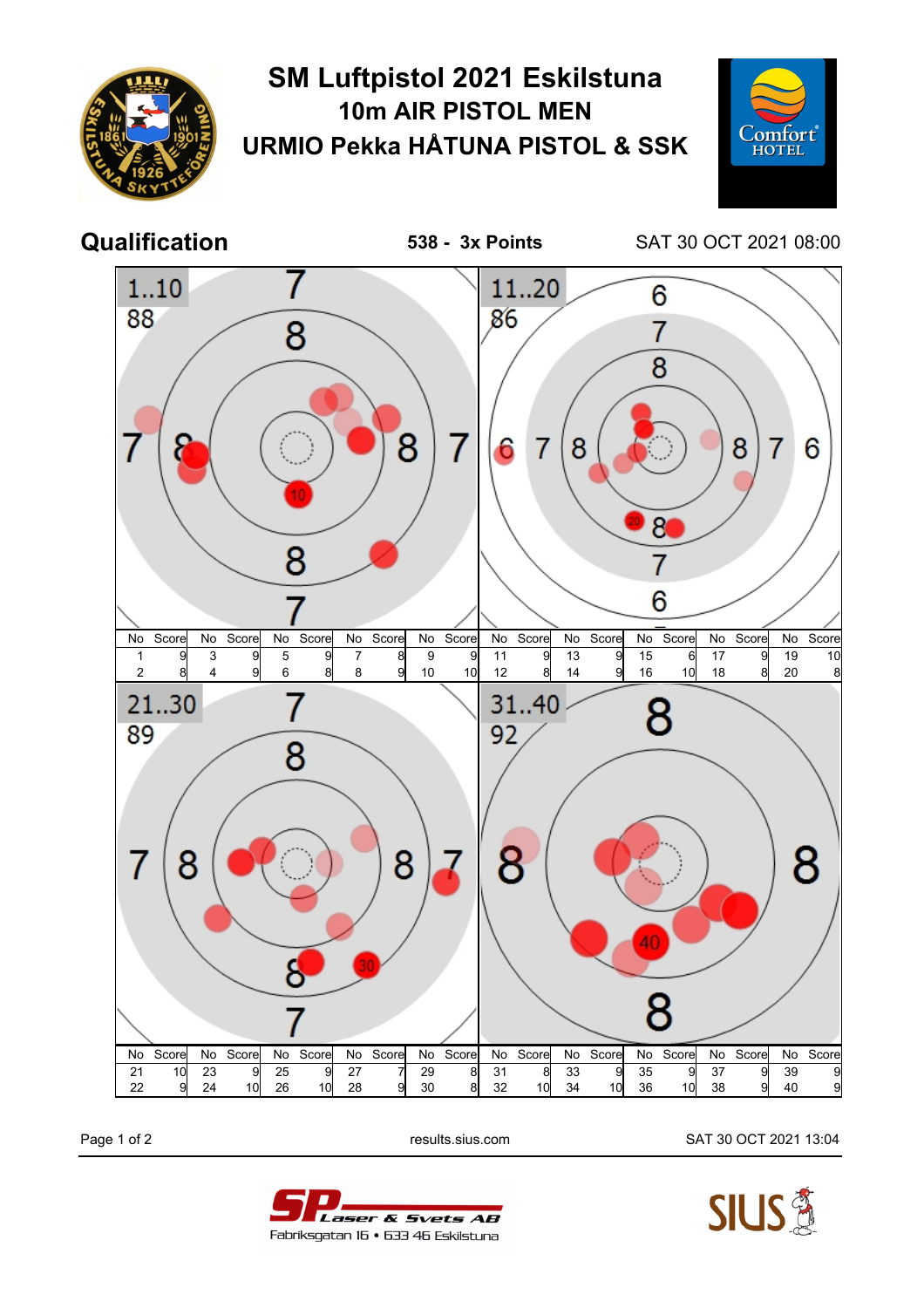# SM Luftpistol 2021 Eskilstuna

## 10m AIR PISTOL MEN

## URMIO Pekka HÅTUNA PISTOL & SSK

**Qualification** — **538 - 3x Points** — SAT 30 OCT 2021 08:00

**1..10** — 88

| No | Score | No | Score | No | Score | No | Score | No | Score |
|---|---|---|---|---|---|---|---|---|---|
| 1 | 9 | 3 | 9 | 5 | 9 | 7 | 8 | 9 | 9 |
| 2 | 8 | 4 | 9 | 6 | 8 | 8 | 9 | 10 | 10 |

**11..20** — 86

| No | Score | No | Score | No | Score | No | Score | No | Score |
|---|---|---|---|---|---|---|---|---|---|
| 11 | 9 | 13 | 9 | 15 | 6 | 17 | 9 | 19 | 10 |
| 12 | 8 | 14 | 9 | 16 | 10 | 18 | 8 | 20 | 8 |

**21..30** — 89

| No | Score | No | Score | No | Score | No | Score | No | Score |
|---|---|---|---|---|---|---|---|---|---|
| 21 | 10 | 23 | 9 | 25 | 9 | 27 | 7 | 29 | 8 |
| 22 | 9 | 24 | 10 | 26 | 10 | 28 | 9 | 30 | 8 |

**31..40** — 92

| No | Score | No | Score | No | Score | No | Score | No | Score |
|---|---|---|---|---|---|---|---|---|---|
| 31 | 8 | 33 | 9 | 35 | 9 | 37 | 9 | 39 | 9 |
| 32 | 10 | 34 | 10 | 36 | 10 | 38 | 9 | 40 | 9 |

results.sius.com

SAT 30 OCT 2021 13:04

SP Laser & Svets AB
Fabriksgatan 16 • 633 46 Eskilstuna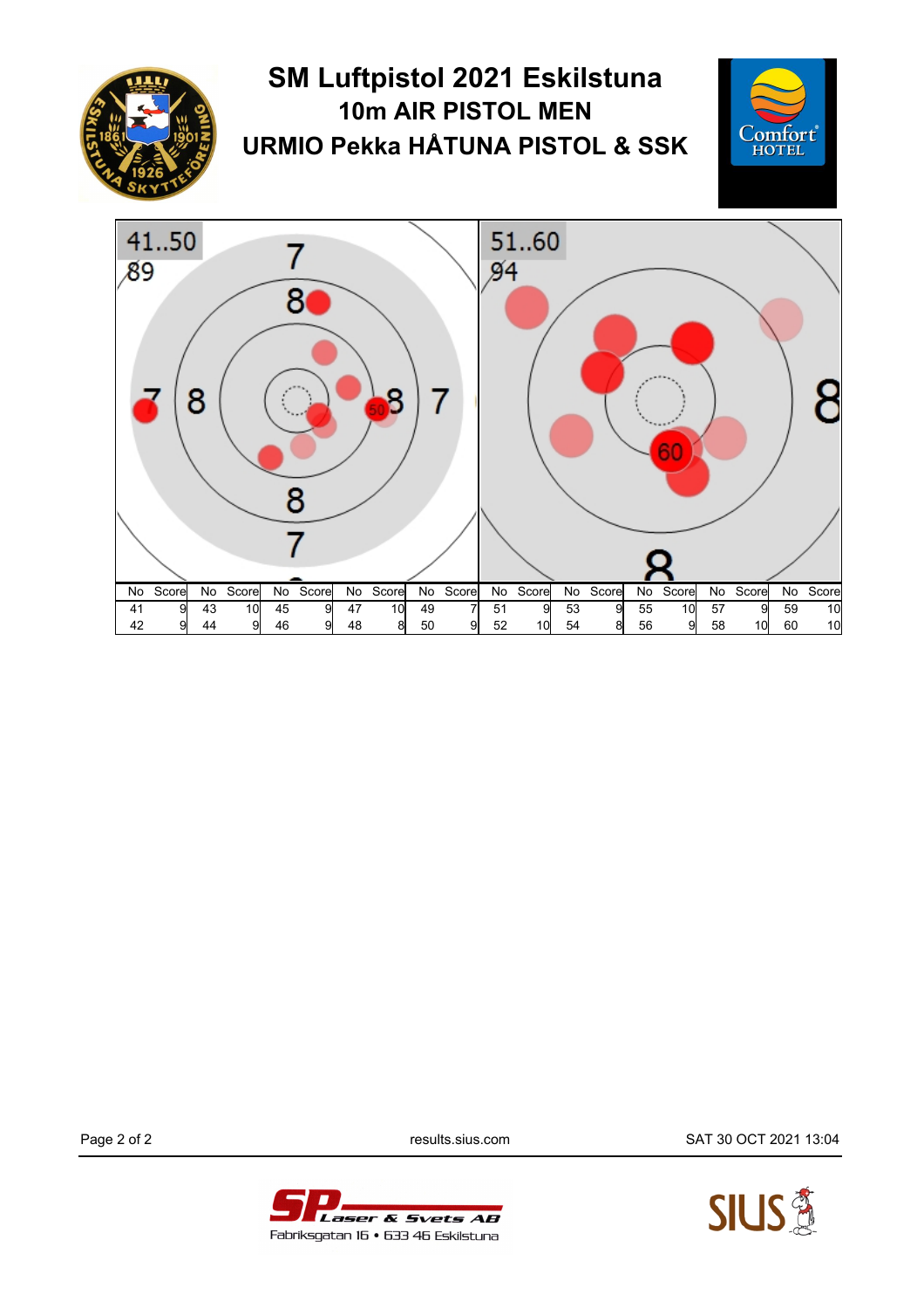# SM Luftpistol 2021 Eskilstuna

## 10m AIR PISTOL MEN

## URMIO Pekka HÅTUNA PISTOL & SSK

41..50
89

51..60
94

| No | Score | No | Score | No | Score | No | Score | No | Score | No | Score | No | Score | No | Score | No | Score | No | Score |
|---|---|---|---|---|---|---|---|---|---|---|---|---|---|---|---|---|---|---|---|
| 41 | 9 | 43 | 10 | 45 | 9 | 47 | 10 | 49 | 7 | 51 | 9 | 53 | 9 | 55 | 10 | 57 | 9 | 59 | 10 |
| 42 | 9 | 44 | 9 | 46 | 9 | 48 | 8 | 50 | 9 | 52 | 10 | 54 | 8 | 56 | 9 | 58 | 10 | 60 | 10 |

results.sius.com

SAT 30 OCT 2021 13:04

SP Laser & Svets AB
Fabriksgatan 16 • 633 46 Eskilstuna

SIUS